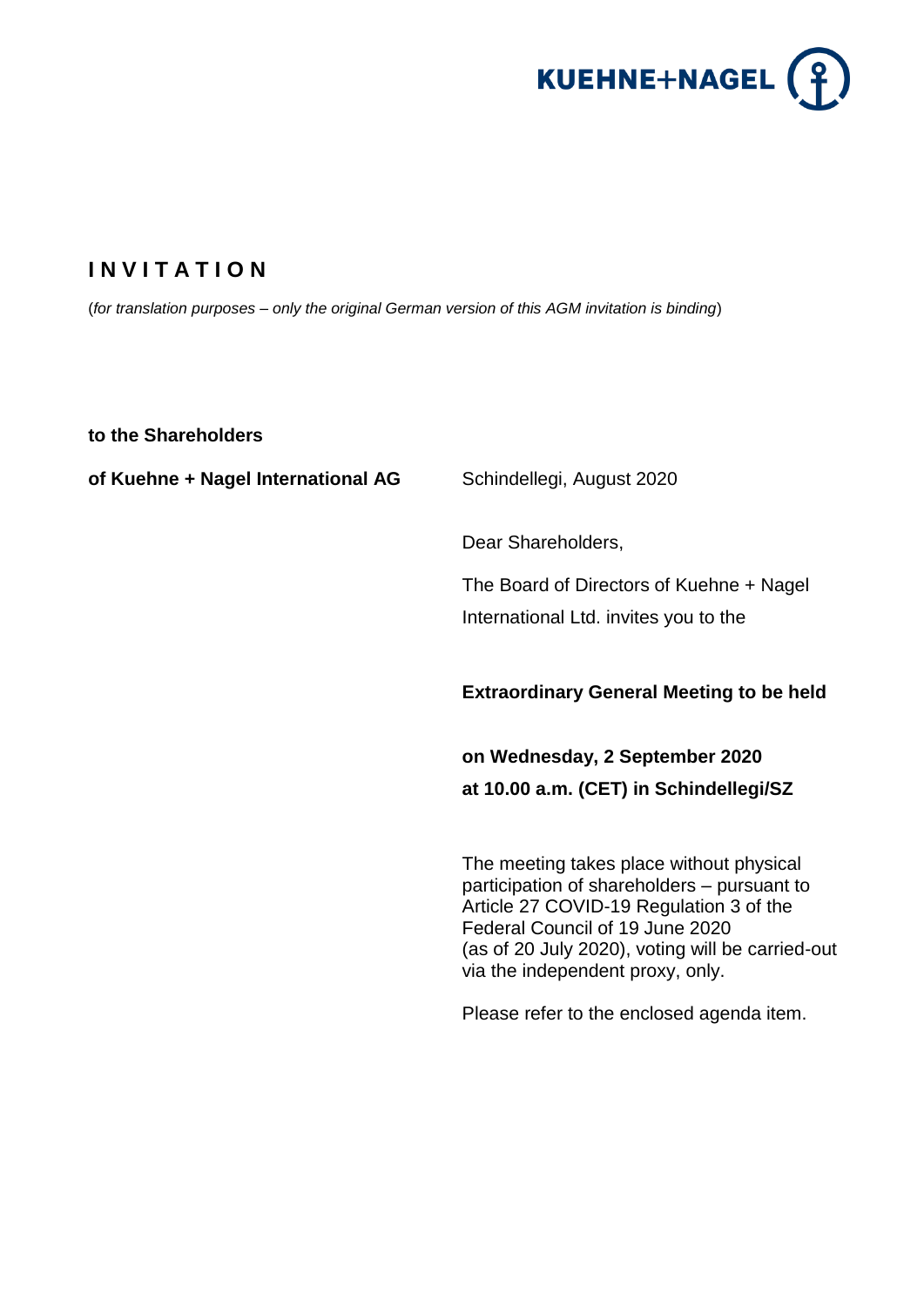# I N V I T A T I O N

(*for translation purposes – only the original German version of this AGM invitation is binding*)

**to the Shareholders**

**of Kuehne + Nagel International AG**

Schindellegi, August 2020

Dear Shareholders,

The Board of Directors of Kuehne + Nagel International Ltd. invites you to the

**Extraordinary General Meeting to be held**

**on Wednesday, 2 September 2020**
**at 10.00 a.m. (CET) in Schindellegi/SZ**

The meeting takes place without physical participation of shareholders – pursuant to Article 27 COVID-19 Regulation 3 of the Federal Council of 19 June 2020 (as of 20 July 2020), voting will be carried-out via the independent proxy, only.

Please refer to the enclosed agenda item.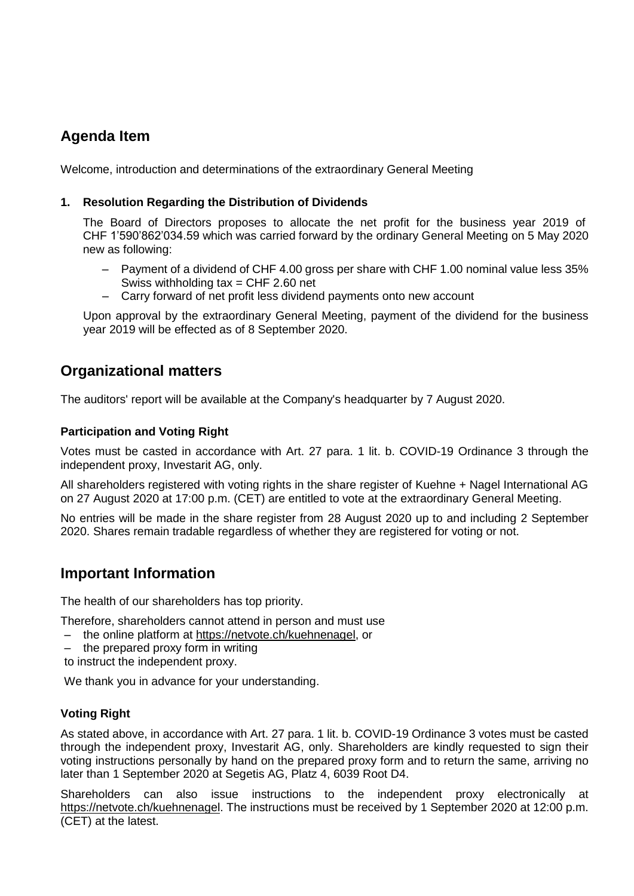## Agenda Item

Welcome, introduction and determinations of the extraordinary General Meeting

### 1. Resolution Regarding the Distribution of Dividends

The Board of Directors proposes to allocate the net profit for the business year 2019 of CHF 1'590'862'034.59 which was carried forward by the ordinary General Meeting on 5 May 2020 new as following:

- Payment of a dividend of CHF 4.00 gross per share with CHF 1.00 nominal value less 35% Swiss withholding tax = CHF 2.60 net
- Carry forward of net profit less dividend payments onto new account

Upon approval by the extraordinary General Meeting, payment of the dividend for the business year 2019 will be effected as of 8 September 2020.

## Organizational matters

The auditors' report will be available at the Company's headquarter by 7 August 2020.

### Participation and Voting Right

Votes must be casted in accordance with Art. 27 para. 1 lit. b. COVID-19 Ordinance 3 through the independent proxy, Investarit AG, only.

All shareholders registered with voting rights in the share register of Kuehne + Nagel International AG on 27 August 2020 at 17:00 p.m. (CET) are entitled to vote at the extraordinary General Meeting.

No entries will be made in the share register from 28 August 2020 up to and including 2 September 2020. Shares remain tradable regardless of whether they are registered for voting or not.

## Important Information

The health of our shareholders has top priority.

Therefore, shareholders cannot attend in person and must use

- the online platform at https://netvote.ch/kuehnenagel, or
- the prepared proxy form in writing

to instruct the independent proxy.

We thank you in advance for your understanding.

### Voting Right

As stated above, in accordance with Art. 27 para. 1 lit. b. COVID-19 Ordinance 3 votes must be casted through the independent proxy, Investarit AG, only. Shareholders are kindly requested to sign their voting instructions personally by hand on the prepared proxy form and to return the same, arriving no later than 1 September 2020 at Segetis AG, Platz 4, 6039 Root D4.

Shareholders can also issue instructions to the independent proxy electronically at https://netvote.ch/kuehnenagel. The instructions must be received by 1 September 2020 at 12:00 p.m. (CET) at the latest.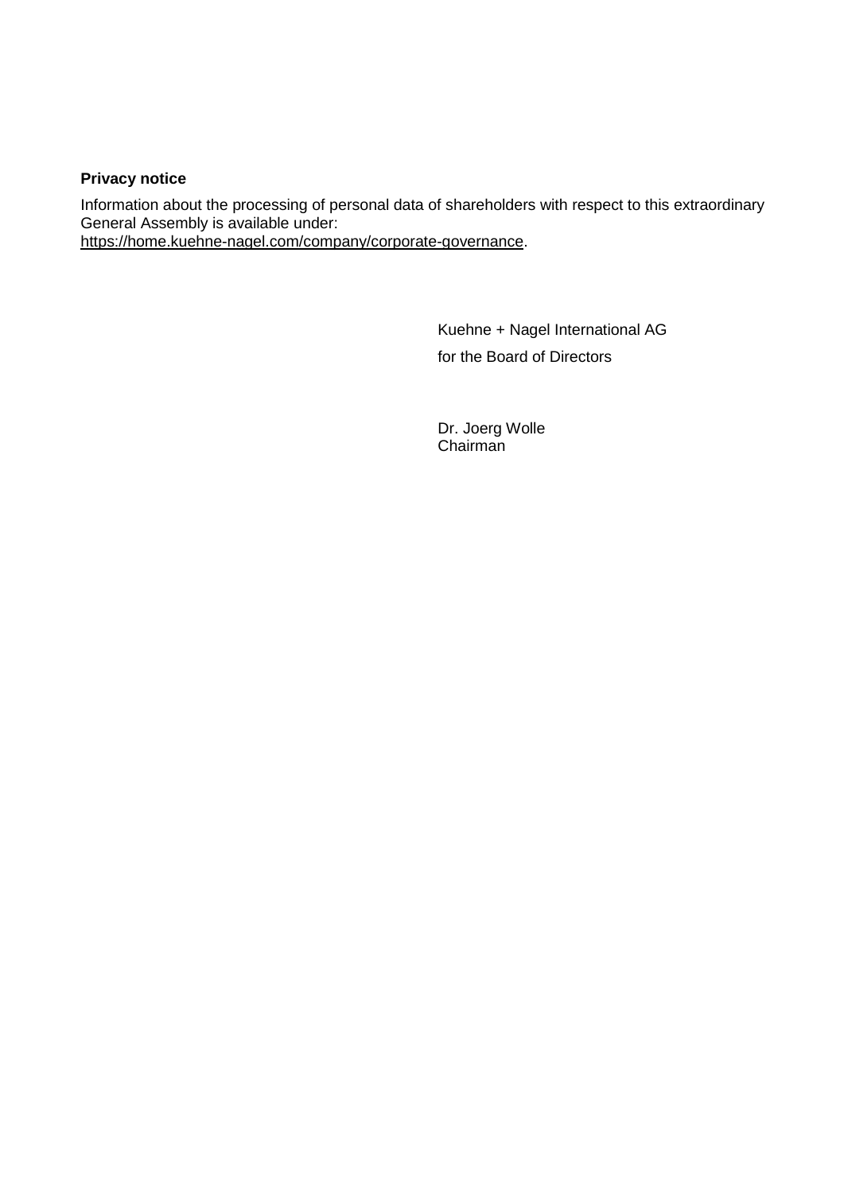**Privacy notice**

Information about the processing of personal data of shareholders with respect to this extraordinary General Assembly is available under:
https://home.kuehne-nagel.com/company/corporate-governance.

Kuehne + Nagel International AG

for the Board of Directors

Dr. Joerg Wolle
Chairman